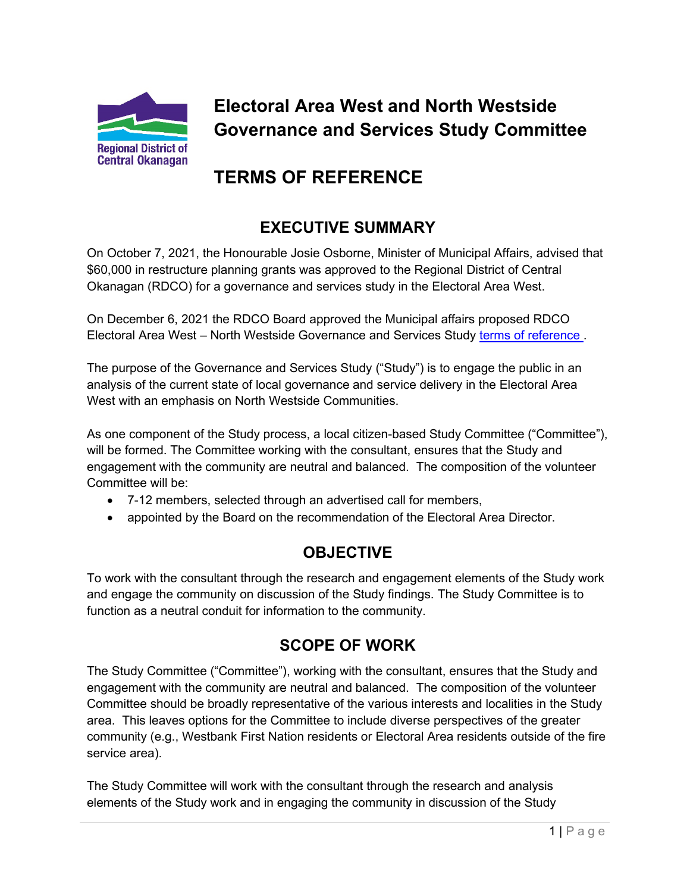Regional District of Central Okanagan

# Electoral Area West and North Westside Governance and Services Study Committee

# TERMS OF REFERENCE

## EXECUTIVE SUMMARY

On October 7, 2021, the Honourable Josie Osborne, Minister of Municipal Affairs, advised that $60,000 in restructure planning grants was approved to the Regional District of Central Okanagan (RDCO) for a governance and services study in the Electoral Area West.

On December 6, 2021 the RDCO Board approved the Municipal affairs proposed RDCO Electoral Area West – North Westside Governance and Services Study terms of reference .

The purpose of the Governance and Services Study ("Study") is to engage the public in an analysis of the current state of local governance and service delivery in the Electoral Area West with an emphasis on North Westside Communities.

As one component of the Study process, a local citizen-based Study Committee ("Committee"), will be formed. The Committee working with the consultant, ensures that the Study and engagement with the community are neutral and balanced. The composition of the volunteer Committee will be:

- 7-12 members, selected through an advertised call for members,
- appointed by the Board on the recommendation of the Electoral Area Director.

## OBJECTIVE

To work with the consultant through the research and engagement elements of the Study work and engage the community on discussion of the Study findings. The Study Committee is to function as a neutral conduit for information to the community.

## SCOPE OF WORK

The Study Committee ("Committee"), working with the consultant, ensures that the Study and engagement with the community are neutral and balanced. The composition of the volunteer Committee should be broadly representative of the various interests and localities in the Study area. This leaves options for the Committee to include diverse perspectives of the greater community (e.g., Westbank First Nation residents or Electoral Area residents outside of the fire service area).

The Study Committee will work with the consultant through the research and analysis elements of the Study work and in engaging the community in discussion of the Study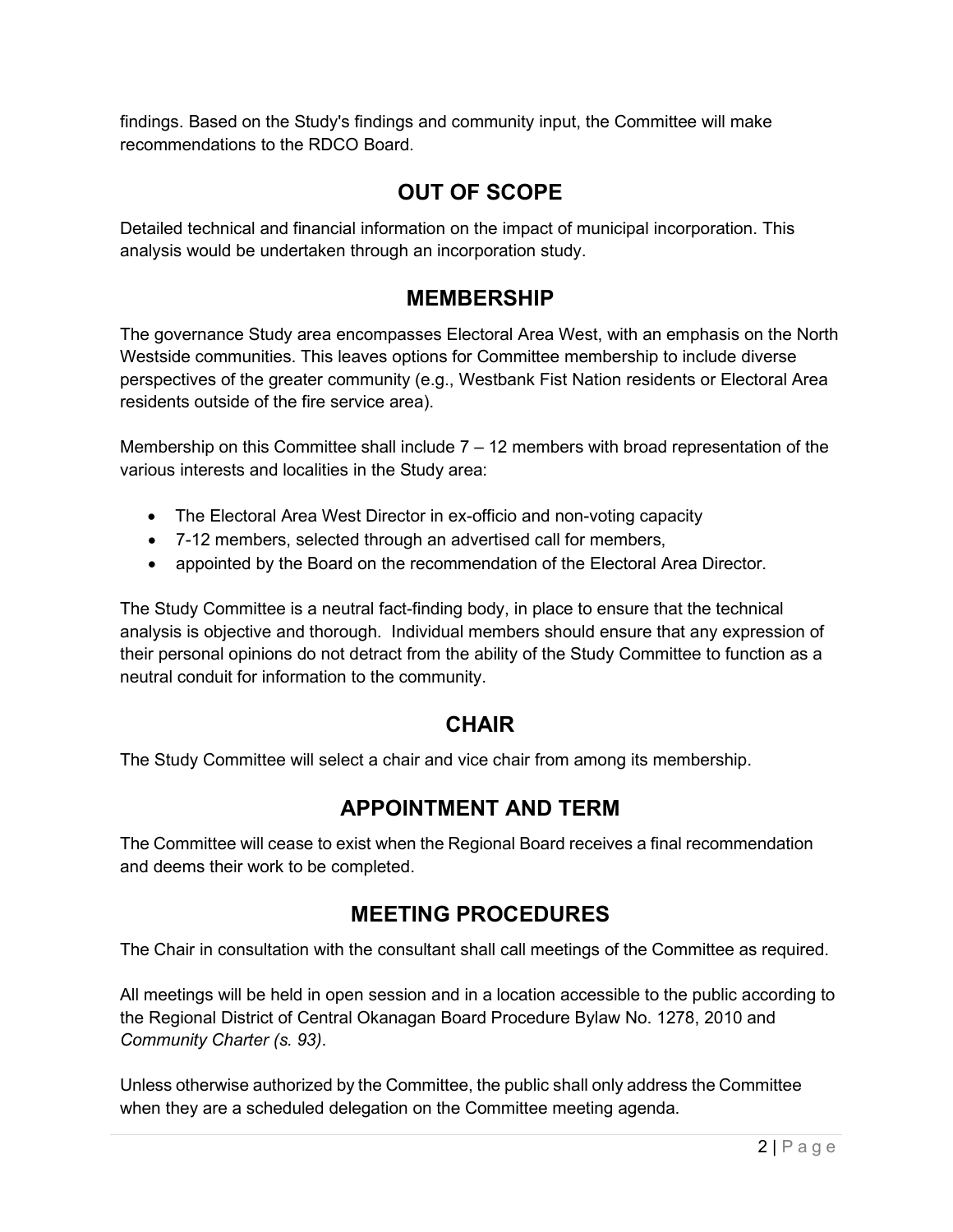findings. Based on the Study's findings and community input, the Committee will make recommendations to the RDCO Board.

## OUT OF SCOPE

Detailed technical and financial information on the impact of municipal incorporation. This analysis would be undertaken through an incorporation study.

## MEMBERSHIP

The governance Study area encompasses Electoral Area West, with an emphasis on the North Westside communities. This leaves options for Committee membership to include diverse perspectives of the greater community (e.g., Westbank Fist Nation residents or Electoral Area residents outside of the fire service area).

Membership on this Committee shall include 7 – 12 members with broad representation of the various interests and localities in the Study area:

- The Electoral Area West Director in ex-officio and non-voting capacity
- 7-12 members, selected through an advertised call for members,
- appointed by the Board on the recommendation of the Electoral Area Director.

The Study Committee is a neutral fact-finding body, in place to ensure that the technical analysis is objective and thorough. Individual members should ensure that any expression of their personal opinions do not detract from the ability of the Study Committee to function as a neutral conduit for information to the community.

## CHAIR

The Study Committee will select a chair and vice chair from among its membership.

## APPOINTMENT AND TERM

The Committee will cease to exist when the Regional Board receives a final recommendation and deems their work to be completed.

## MEETING PROCEDURES

The Chair in consultation with the consultant shall call meetings of the Committee as required.

All meetings will be held in open session and in a location accessible to the public according to the Regional District of Central Okanagan Board Procedure Bylaw No. 1278, 2010 and *Community Charter (s. 93)*.

Unless otherwise authorized by the Committee, the public shall only address the Committee when they are a scheduled delegation on the Committee meeting agenda.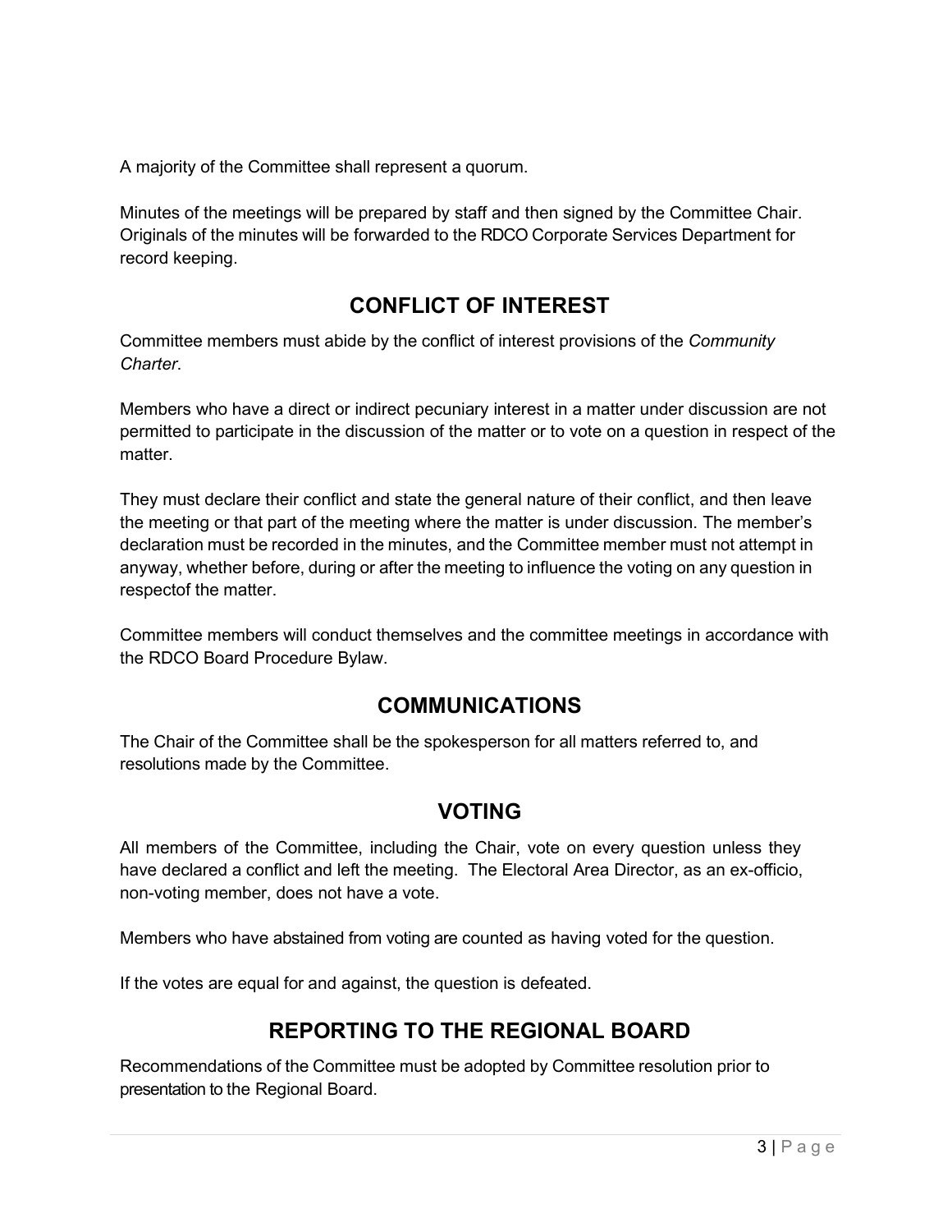A majority of the Committee shall represent a quorum.

Minutes of the meetings will be prepared by staff and then signed by the Committee Chair. Originals of the minutes will be forwarded to the RDCO Corporate Services Department for record keeping.

## CONFLICT OF INTEREST

Committee members must abide by the conflict of interest provisions of the *Community Charter*.

Members who have a direct or indirect pecuniary interest in a matter under discussion are not permitted to participate in the discussion of the matter or to vote on a question in respect of the matter.

They must declare their conflict and state the general nature of their conflict, and then leave the meeting or that part of the meeting where the matter is under discussion. The member's declaration must be recorded in the minutes, and the Committee member must not attempt in anyway, whether before, during or after the meeting to influence the voting on any question in respectof the matter.

Committee members will conduct themselves and the committee meetings in accordance with the RDCO Board Procedure Bylaw.

## COMMUNICATIONS

The Chair of the Committee shall be the spokesperson for all matters referred to, and resolutions made by the Committee.

## VOTING

All members of the Committee, including the Chair, vote on every question unless they have declared a conflict and left the meeting. The Electoral Area Director, as an ex-officio, non-voting member, does not have a vote.

Members who have abstained from voting are counted as having voted for the question.

If the votes are equal for and against, the question is defeated.

## REPORTING TO THE REGIONAL BOARD

Recommendations of the Committee must be adopted by Committee resolution prior to presentation to the Regional Board.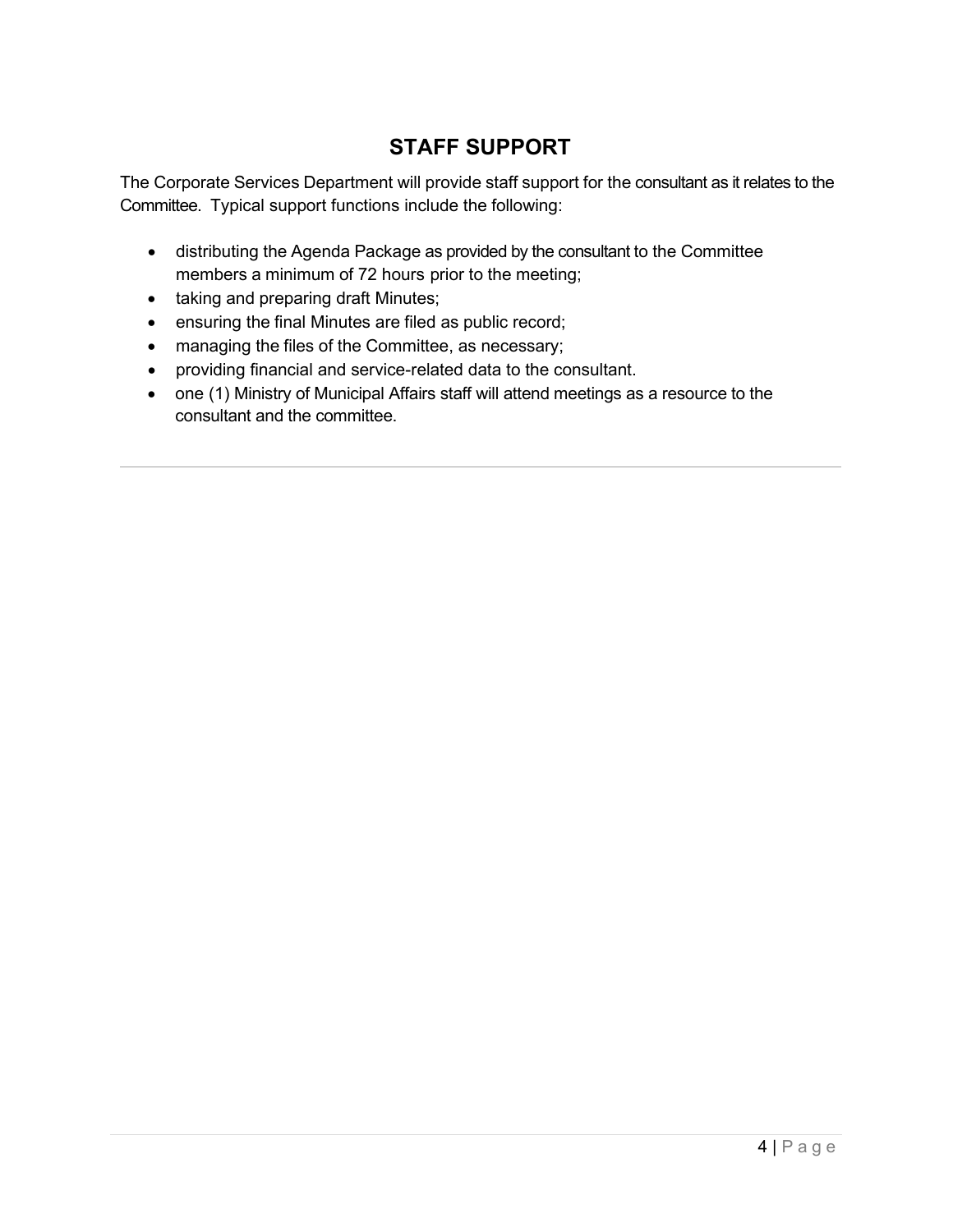## STAFF SUPPORT

The Corporate Services Department will provide staff support for the consultant as it relates to the Committee. Typical support functions include the following:

- distributing the Agenda Package as provided by the consultant to the Committee members a minimum of 72 hours prior to the meeting;
- taking and preparing draft Minutes;
- ensuring the final Minutes are filed as public record;
- managing the files of the Committee, as necessary;
- providing financial and service-related data to the consultant.
- one (1) Ministry of Municipal Affairs staff will attend meetings as a resource to the consultant and the committee.